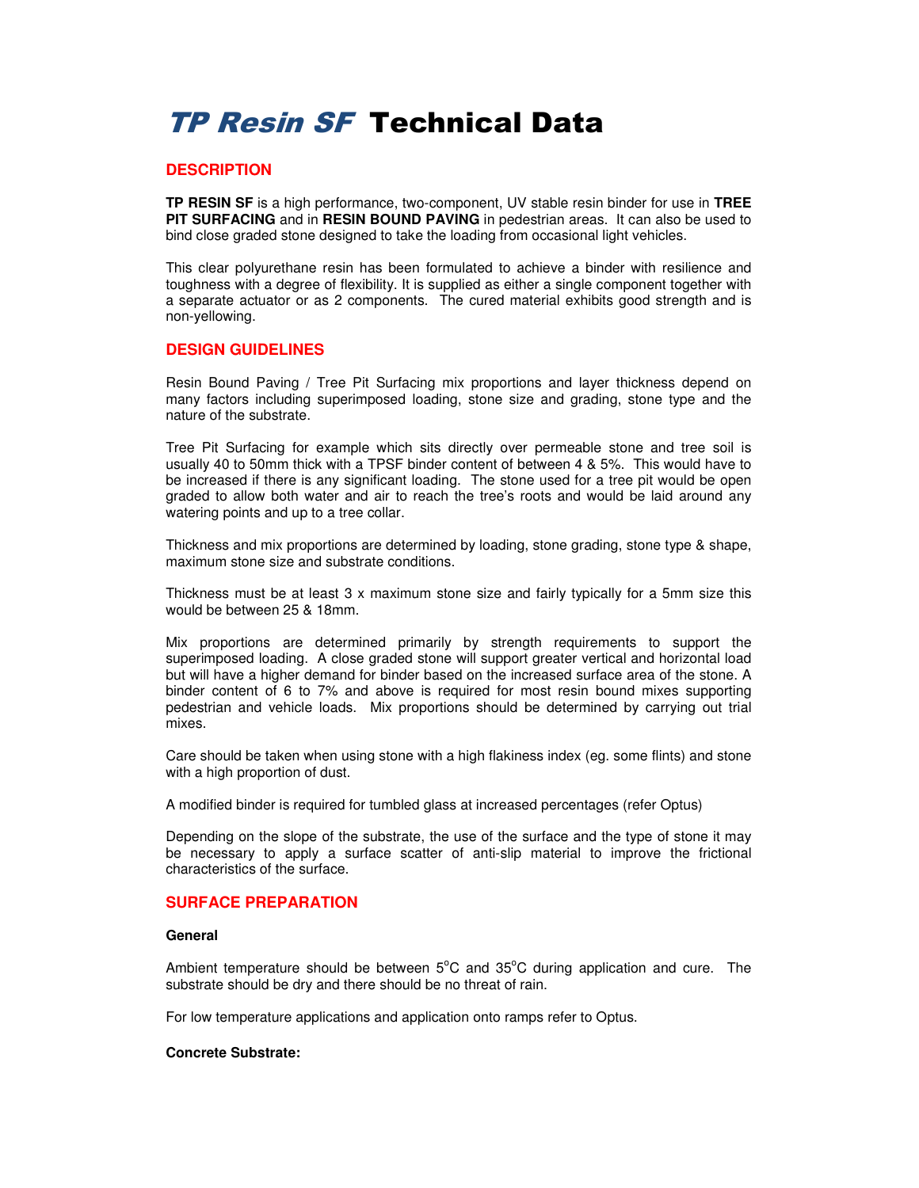# *TP Resin SF* Technical Data

## DESCRIPTION

**TP RESIN SF** is a high performance, two-component, UV stable resin binder for use in **TREE PIT SURFACING** and in **RESIN BOUND PAVING** in pedestrian areas. It can also be used to bind close graded stone designed to take the loading from occasional light vehicles.

This clear polyurethane resin has been formulated to achieve a binder with resilience and toughness with a degree of flexibility. It is supplied as either a single component together with a separate actuator or as 2 components. The cured material exhibits good strength and is non-yellowing.

## DESIGN GUIDELINES

Resin Bound Paving / Tree Pit Surfacing mix proportions and layer thickness depend on many factors including superimposed loading, stone size and grading, stone type and the nature of the substrate.

Tree Pit Surfacing for example which sits directly over permeable stone and tree soil is usually 40 to 50mm thick with a TPSF binder content of between 4 & 5%. This would have to be increased if there is any significant loading. The stone used for a tree pit would be open graded to allow both water and air to reach the tree's roots and would be laid around any watering points and up to a tree collar.

Thickness and mix proportions are determined by loading, stone grading, stone type & shape, maximum stone size and substrate conditions.

Thickness must be at least 3 x maximum stone size and fairly typically for a 5mm size this would be between 25 & 18mm.

Mix proportions are determined primarily by strength requirements to support the superimposed loading. A close graded stone will support greater vertical and horizontal load but will have a higher demand for binder based on the increased surface area of the stone. A binder content of 6 to 7% and above is required for most resin bound mixes supporting pedestrian and vehicle loads. Mix proportions should be determined by carrying out trial mixes.

Care should be taken when using stone with a high flakiness index (eg. some flints) and stone with a high proportion of dust.

A modified binder is required for tumbled glass at increased percentages (refer Optus)

Depending on the slope of the substrate, the use of the surface and the type of stone it may be necessary to apply a surface scatter of anti-slip material to improve the frictional characteristics of the surface.

## SURFACE PREPARATION

**General**

Ambient temperature should be between 5°C and 35°C during application and cure. The substrate should be dry and there should be no threat of rain.

For low temperature applications and application onto ramps refer to Optus.

**Concrete Substrate:**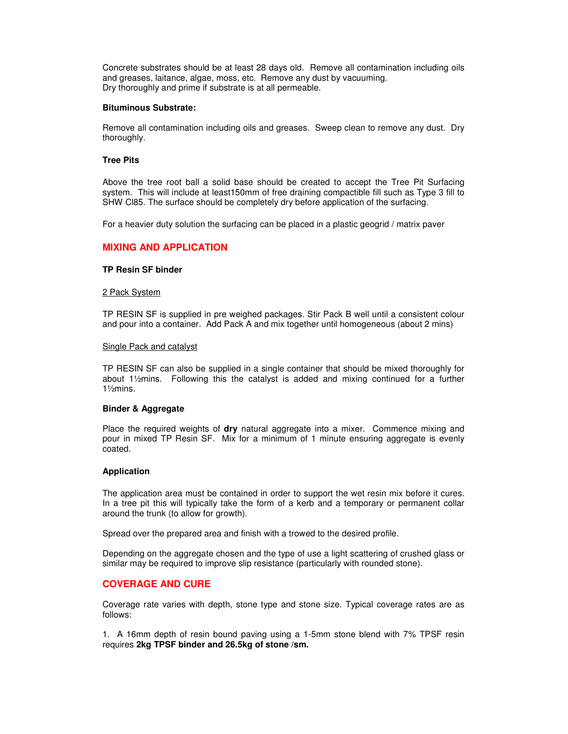Concrete substrates should be at least 28 days old. Remove all contamination including oils and greases, laitance, algae, moss, etc. Remove any dust by vacuuming.
Dry thoroughly and prime if substrate is at all permeable.

**Bituminous Substrate:**

Remove all contamination including oils and greases. Sweep clean to remove any dust. Dry thoroughly.

**Tree Pits**

Above the tree root ball a solid base should be created to accept the Tree Pit Surfacing system. This will include at least150mm of free draining compactible fill such as Type 3 fill to SHW Cl85. The surface should be completely dry before application of the surfacing.

For a heavier duty solution the surfacing can be placed in a plastic geogrid / matrix paver

## MIXING AND APPLICATION

**TP Resin SF binder**

2 Pack System

TP RESIN SF is supplied in pre weighed packages. Stir Pack B well until a consistent colour and pour into a container. Add Pack A and mix together until homogeneous (about 2 mins)

Single Pack and catalyst

TP RESIN SF can also be supplied in a single container that should be mixed thoroughly for about 1½mins. Following this the catalyst is added and mixing continued for a further 1½mins.

**Binder & Aggregate**

Place the required weights of **dry** natural aggregate into a mixer. Commence mixing and pour in mixed TP Resin SF. Mix for a minimum of 1 minute ensuring aggregate is evenly coated.

**Application**

The application area must be contained in order to support the wet resin mix before it cures. In a tree pit this will typically take the form of a kerb and a temporary or permanent collar around the trunk (to allow for growth).

Spread over the prepared area and finish with a trowed to the desired profile.

Depending on the aggregate chosen and the type of use a light scattering of crushed glass or similar may be required to improve slip resistance (particularly with rounded stone).

## COVERAGE AND CURE

Coverage rate varies with depth, stone type and stone size. Typical coverage rates are as follows:

1. A 16mm depth of resin bound paving using a 1-5mm stone blend with 7% TPSF resin requires **2kg TPSF binder and 26.5kg of stone /sm.**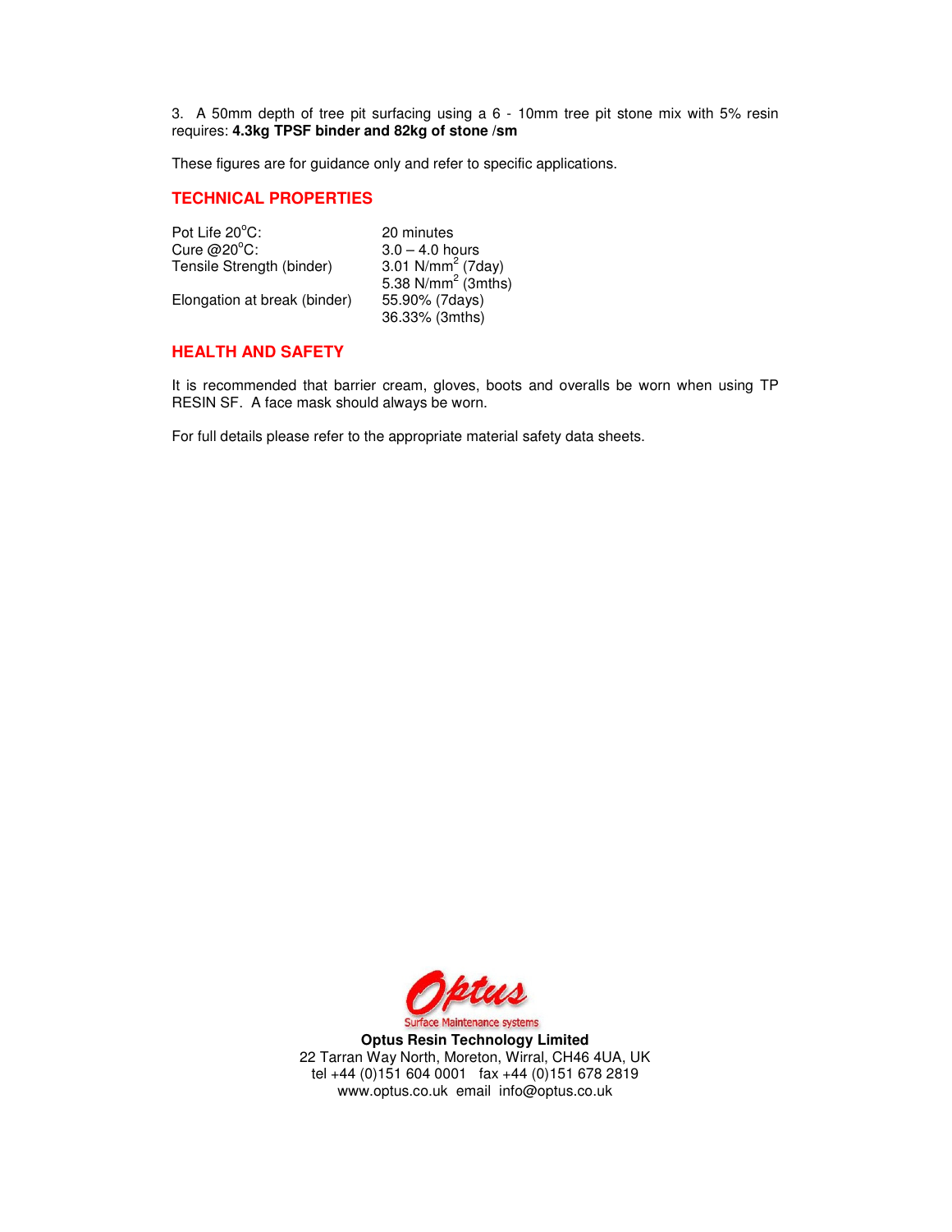3. A 50mm depth of tree pit surfacing using a 6 - 10mm tree pit stone mix with 5% resin requires: **4.3kg TPSF binder and 82kg of stone /sm**

These figures are for guidance only and refer to specific applications.

## TECHNICAL PROPERTIES

| | |
|---|---|
| Pot Life 20$^{o}$C: | 20 minutes |
| Cure @20$^{o}$C: | 3.0 – 4.0 hours |
| Tensile Strength (binder) | 3.01 N/mm$^2$ (7day) |
| | 5.38 N/mm$^2$ (3mths) |
| Elongation at break (binder) | 55.90% (7days) |
| | 36.33% (3mths) |

## HEALTH AND SAFETY

It is recommended that barrier cream, gloves, boots and overalls be worn when using TP RESIN SF. A face mask should always be worn.

For full details please refer to the appropriate material safety data sheets.

Optus
Surface Maintenance systems

**Optus Resin Technology Limited**
22 Tarran Way North, Moreton, Wirral, CH46 4UA, UK
tel +44 (0)151 604 0001 fax +44 (0)151 678 2819
www.optus.co.uk email info@optus.co.uk